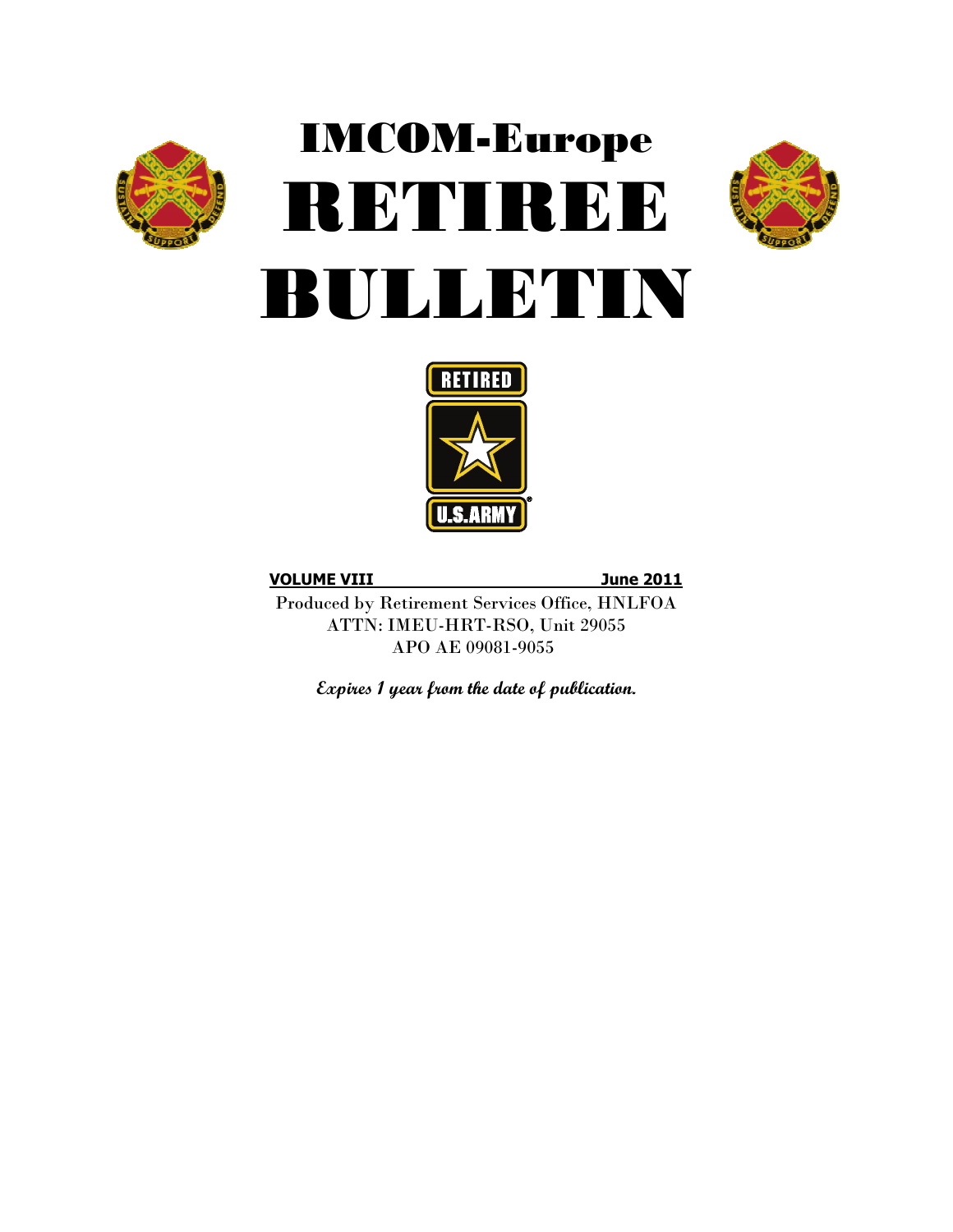# IMCOM-Europe
# RETIREE BULLETIN

**VOLUME VIII** **June 2011**

Produced by Retirement Services Office, HNLFOA
ATTN: IMEU-HRT-RSO, Unit 29055
APO AE 09081-9055

***Expires 1 year from the date of publication.***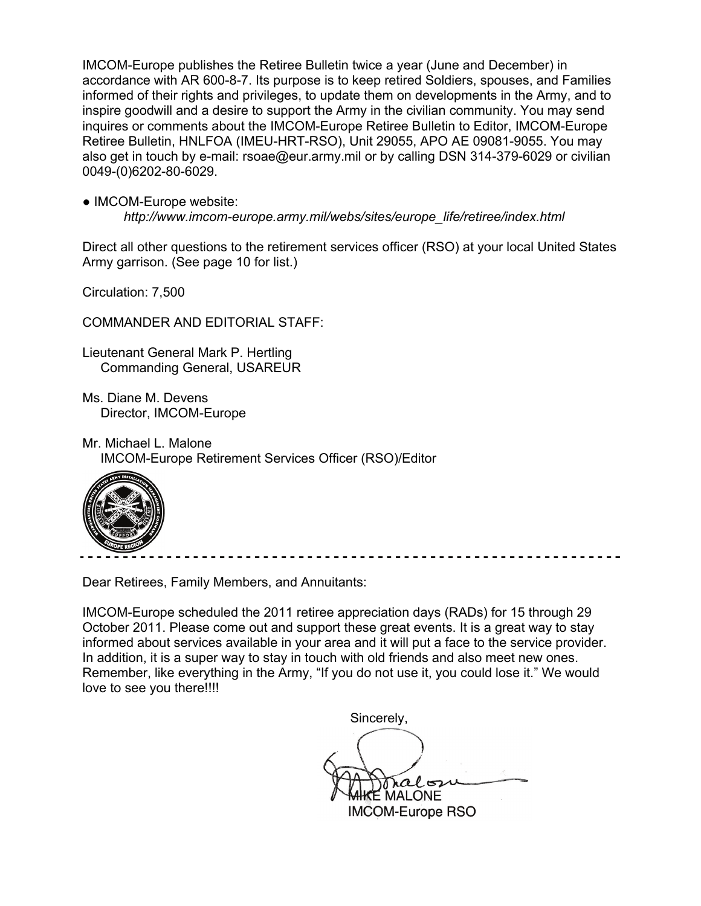IMCOM-Europe publishes the Retiree Bulletin twice a year (June and December) in accordance with AR 600-8-7. Its purpose is to keep retired Soldiers, spouses, and Families informed of their rights and privileges, to update them on developments in the Army, and to inspire goodwill and a desire to support the Army in the civilian community. You may send inquires or comments about the IMCOM-Europe Retiree Bulletin to Editor, IMCOM-Europe Retiree Bulletin, HNLFOA (IMEU-HRT-RSO), Unit 29055, APO AE 09081-9055. You may also get in touch by e-mail: rsoae@eur.army.mil or by calling DSN 314-379-6029 or civilian 0049-(0)6202-80-6029.

● IMCOM-Europe website:
*http://www.imcom-europe.army.mil/webs/sites/europe_life/retiree/index.html*

Direct all other questions to the retirement services officer (RSO) at your local United States Army garrison. (See page 10 for list.)

Circulation: 7,500

COMMANDER AND EDITORIAL STAFF:

Lieutenant General Mark P. Hertling
Commanding General, USAREUR

Ms. Diane M. Devens
Director, IMCOM-Europe

Mr. Michael L. Malone
IMCOM-Europe Retirement Services Officer (RSO)/Editor

---

Dear Retirees, Family Members, and Annuitants:

IMCOM-Europe scheduled the 2011 retiree appreciation days (RADs) for 15 through 29 October 2011. Please come out and support these great events. It is a great way to stay informed about services available in your area and it will put a face to the service provider. In addition, it is a super way to stay in touch with old friends and also meet new ones. Remember, like everything in the Army, "If you do not use it, you could lose it." We would love to see you there!!!!

Sincerely,

MIKE MALONE
IMCOM-Europe RSO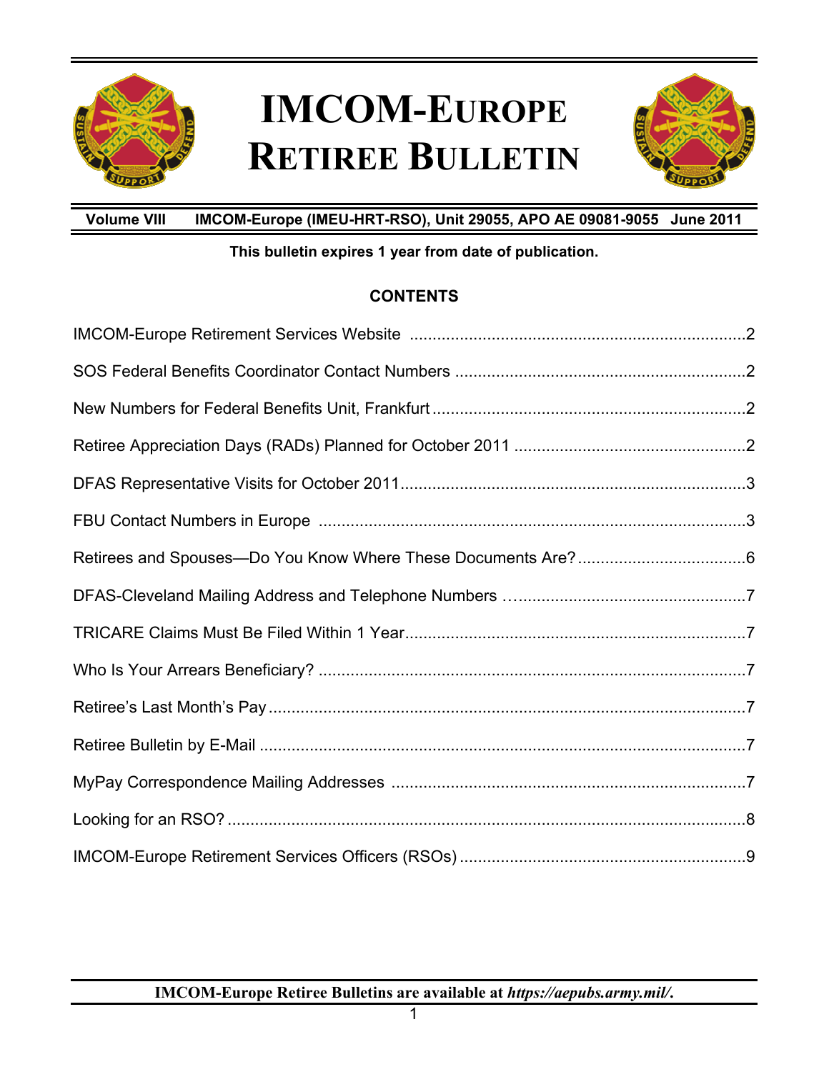# IMCOM-EUROPE RETIREE BULLETIN

**Volume VIII IMCOM-Europe (IMEU-HRT-RSO), Unit 29055, APO AE 09081-9055 June 2011**

**This bulletin expires 1 year from date of publication.**

**CONTENTS**

IMCOM-Europe Retirement Services Website ....................2

SOS Federal Benefits Coordinator Contact Numbers ....................2

New Numbers for Federal Benefits Unit, Frankfurt ....................2

Retiree Appreciation Days (RADs) Planned for October 2011 ....................2

DFAS Representative Visits for October 2011 ....................3

FBU Contact Numbers in Europe ....................3

Retirees and Spouses—Do You Know Where These Documents Are? ....................6

DFAS-Cleveland Mailing Address and Telephone Numbers ....................7

TRICARE Claims Must Be Filed Within 1 Year ....................7

Who Is Your Arrears Beneficiary? ....................7

Retiree's Last Month's Pay ....................7

Retiree Bulletin by E-Mail ....................7

MyPay Correspondence Mailing Addresses ....................7

Looking for an RSO? ....................8

IMCOM-Europe Retirement Services Officers (RSOs) ....................9

**IMCOM-Europe Retiree Bulletins are available at *https://aepubs.army.mil/*.**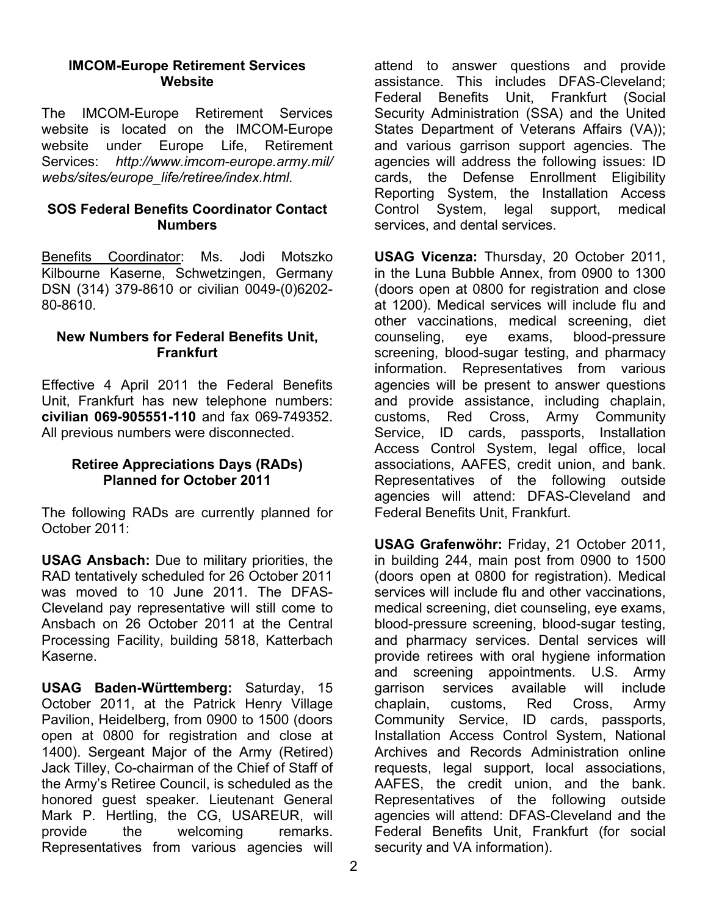### IMCOM-Europe Retirement Services Website

The IMCOM-Europe Retirement Services website is located on the IMCOM-Europe website under Europe Life, Retirement Services: *http://www.imcom-europe.army.mil/webs/sites/europe_life/retiree/index.html.*

### SOS Federal Benefits Coordinator Contact Numbers

Benefits Coordinator: Ms. Jodi Motszko Kilbourne Kaserne, Schwetzingen, Germany DSN (314) 379-8610 or civilian 0049-(0)6202-80-8610.

### New Numbers for Federal Benefits Unit, Frankfurt

Effective 4 April 2011 the Federal Benefits Unit, Frankfurt has new telephone numbers: **civilian 069-905551-110** and fax 069-749352. All previous numbers were disconnected.

### Retiree Appreciations Days (RADs) Planned for October 2011

The following RADs are currently planned for October 2011:

**USAG Ansbach:** Due to military priorities, the RAD tentatively scheduled for 26 October 2011 was moved to 10 June 2011. The DFAS-Cleveland pay representative will still come to Ansbach on 26 October 2011 at the Central Processing Facility, building 5818, Katterbach Kaserne.

**USAG Baden-Württemberg:** Saturday, 15 October 2011, at the Patrick Henry Village Pavilion, Heidelberg, from 0900 to 1500 (doors open at 0800 for registration and close at 1400). Sergeant Major of the Army (Retired) Jack Tilley, Co-chairman of the Chief of Staff of the Army's Retiree Council, is scheduled as the honored guest speaker. Lieutenant General Mark P. Hertling, the CG, USAREUR, will provide the welcoming remarks. Representatives from various agencies will attend to answer questions and provide assistance. This includes DFAS-Cleveland; Federal Benefits Unit, Frankfurt (Social Security Administration (SSA) and the United States Department of Veterans Affairs (VA)); and various garrison support agencies. The agencies will address the following issues: ID cards, the Defense Enrollment Eligibility Reporting System, the Installation Access Control System, legal support, medical services, and dental services.

**USAG Vicenza:** Thursday, 20 October 2011, in the Luna Bubble Annex, from 0900 to 1300 (doors open at 0800 for registration and close at 1200). Medical services will include flu and other vaccinations, medical screening, diet counseling, eye exams, blood-pressure screening, blood-sugar testing, and pharmacy information. Representatives from various agencies will be present to answer questions and provide assistance, including chaplain, customs, Red Cross, Army Community Service, ID cards, passports, Installation Access Control System, legal office, local associations, AAFES, credit union, and bank. Representatives of the following outside agencies will attend: DFAS-Cleveland and Federal Benefits Unit, Frankfurt.

**USAG Grafenwöhr:** Friday, 21 October 2011, in building 244, main post from 0900 to 1500 (doors open at 0800 for registration). Medical services will include flu and other vaccinations, medical screening, diet counseling, eye exams, blood-pressure screening, blood-sugar testing, and pharmacy services. Dental services will provide retirees with oral hygiene information and screening appointments. U.S. Army garrison services available will include chaplain, customs, Red Cross, Army Community Service, ID cards, passports, Installation Access Control System, National Archives and Records Administration online requests, legal support, local associations, AAFES, the credit union, and the bank. Representatives of the following outside agencies will attend: DFAS-Cleveland and the Federal Benefits Unit, Frankfurt (for social security and VA information).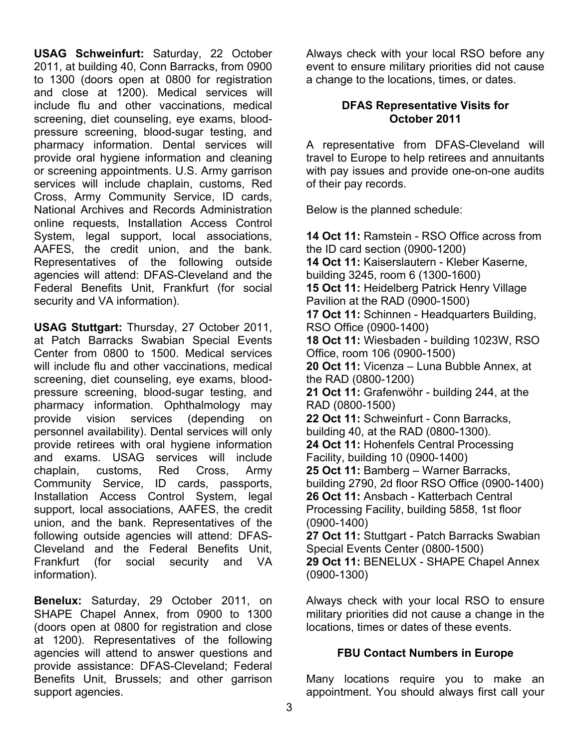**USAG Schweinfurt:** Saturday, 22 October 2011, at building 40, Conn Barracks, from 0900 to 1300 (doors open at 0800 for registration and close at 1200). Medical services will include flu and other vaccinations, medical screening, diet counseling, eye exams, blood-pressure screening, blood-sugar testing, and pharmacy information. Dental services will provide oral hygiene information and cleaning or screening appointments. U.S. Army garrison services will include chaplain, customs, Red Cross, Army Community Service, ID cards, National Archives and Records Administration online requests, Installation Access Control System, legal support, local associations, AAFES, the credit union, and the bank. Representatives of the following outside agencies will attend: DFAS-Cleveland and the Federal Benefits Unit, Frankfurt (for social security and VA information).

**USAG Stuttgart:** Thursday, 27 October 2011, at Patch Barracks Swabian Special Events Center from 0800 to 1500. Medical services will include flu and other vaccinations, medical screening, diet counseling, eye exams, blood-pressure screening, blood-sugar testing, and pharmacy information. Ophthalmology may provide vision services (depending on personnel availability). Dental services will only provide retirees with oral hygiene information and exams. USAG services will include chaplain, customs, Red Cross, Army Community Service, ID cards, passports, Installation Access Control System, legal support, local associations, AAFES, the credit union, and the bank. Representatives of the following outside agencies will attend: DFAS-Cleveland and the Federal Benefits Unit, Frankfurt (for social security and VA information).

**Benelux:** Saturday, 29 October 2011, on SHAPE Chapel Annex, from 0900 to 1300 (doors open at 0800 for registration and close at 1200). Representatives of the following agencies will attend to answer questions and provide assistance: DFAS-Cleveland; Federal Benefits Unit, Brussels; and other garrison support agencies.

Always check with your local RSO before any event to ensure military priorities did not cause a change to the locations, times, or dates.

## DFAS Representative Visits for October 2011

A representative from DFAS-Cleveland will travel to Europe to help retirees and annuitants with pay issues and provide one-on-one audits of their pay records.

Below is the planned schedule:

**14 Oct 11:** Ramstein - RSO Office across from the ID card section (0900-1200)
**14 Oct 11:** Kaiserslautern - Kleber Kaserne, building 3245, room 6 (1300-1600)
**15 Oct 11:** Heidelberg Patrick Henry Village Pavilion at the RAD (0900-1500)
**17 Oct 11:** Schinnen - Headquarters Building, RSO Office (0900-1400)
**18 Oct 11:** Wiesbaden - building 1023W, RSO Office, room 106 (0900-1500)
**20 Oct 11:** Vicenza – Luna Bubble Annex, at the RAD (0800-1200)
**21 Oct 11:** Grafenwöhr - building 244, at the RAD (0800-1500)
**22 Oct 11:** Schweinfurt - Conn Barracks, building 40, at the RAD (0800-1300).
**24 Oct 11:** Hohenfels Central Processing Facility, building 10 (0900-1400)
**25 Oct 11:** Bamberg – Warner Barracks, building 2790, 2d floor RSO Office (0900-1400)
**26 Oct 11:** Ansbach - Katterbach Central Processing Facility, building 5858, 1st floor (0900-1400)
**27 Oct 11:** Stuttgart - Patch Barracks Swabian Special Events Center (0800-1500)
**29 Oct 11:** BENELUX - SHAPE Chapel Annex (0900-1300)

Always check with your local RSO to ensure military priorities did not cause a change in the locations, times or dates of these events.

## FBU Contact Numbers in Europe

Many locations require you to make an appointment. You should always first call your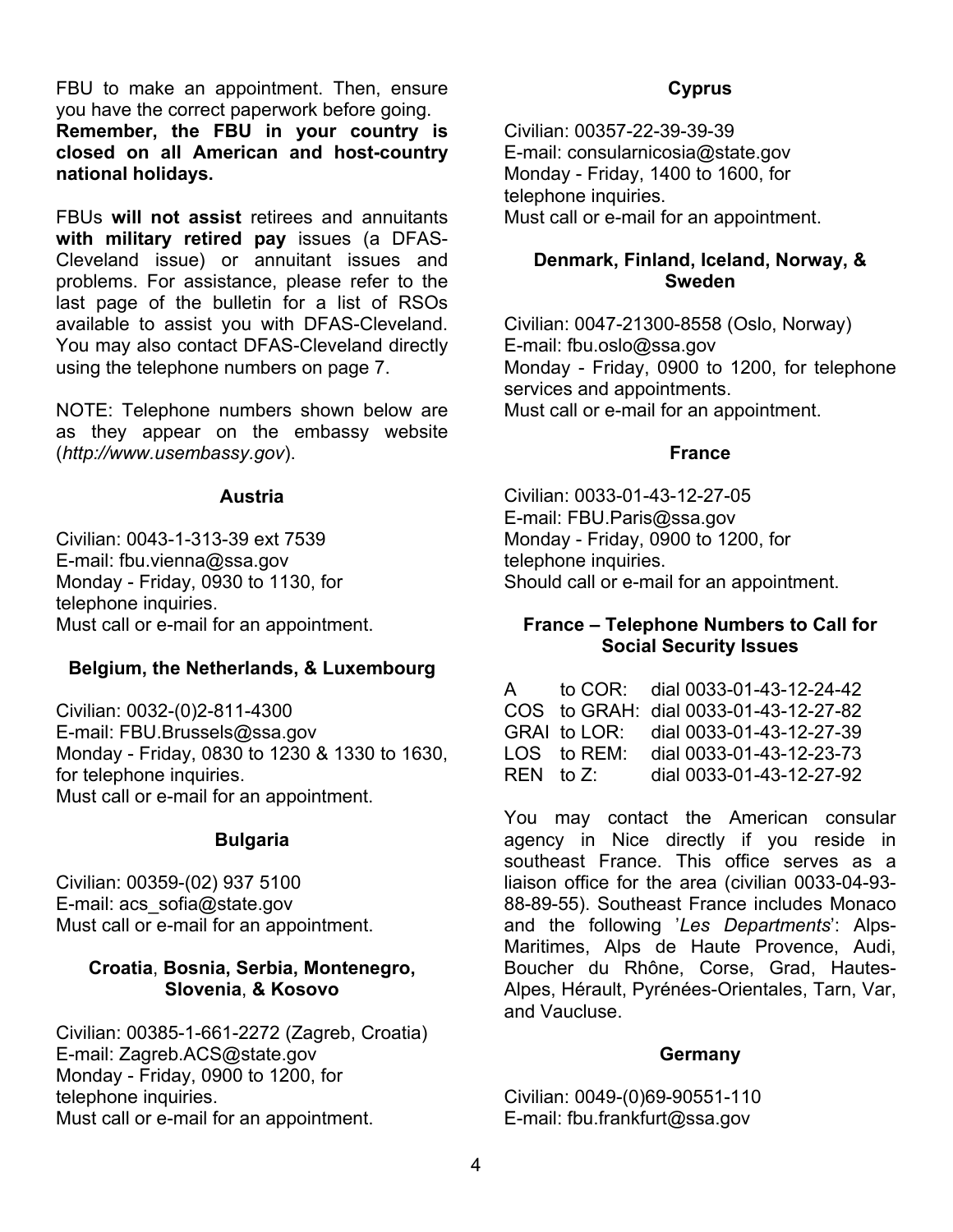FBU to make an appointment. Then, ensure you have the correct paperwork before going. **Remember, the FBU in your country is closed on all American and host-country national holidays.**

FBUs **will not assist** retirees and annuitants **with military retired pay** issues (a DFAS-Cleveland issue) or annuitant issues and problems. For assistance, please refer to the last page of the bulletin for a list of RSOs available to assist you with DFAS-Cleveland. You may also contact DFAS-Cleveland directly using the telephone numbers on page 7.

NOTE: Telephone numbers shown below are as they appear on the embassy website (*http://www.usembassy.gov*).

### Austria

Civilian: 0043-1-313-39 ext 7539
E-mail: fbu.vienna@ssa.gov
Monday - Friday, 0930 to 1130, for telephone inquiries.
Must call or e-mail for an appointment.

### Belgium, the Netherlands, & Luxembourg

Civilian: 0032-(0)2-811-4300
E-mail: FBU.Brussels@ssa.gov
Monday - Friday, 0830 to 1230 & 1330 to 1630, for telephone inquiries.
Must call or e-mail for an appointment.

### Bulgaria

Civilian: 00359-(02) 937 5100
E-mail: acs_sofia@state.gov
Must call or e-mail for an appointment.

### Croatia, Bosnia, Serbia, Montenegro, Slovenia, & Kosovo

Civilian: 00385-1-661-2272 (Zagreb, Croatia)
E-mail: Zagreb.ACS@state.gov
Monday - Friday, 0900 to 1200, for telephone inquiries.
Must call or e-mail for an appointment.

### Cyprus

Civilian: 00357-22-39-39-39
E-mail: consularnicosia@state.gov
Monday - Friday, 1400 to 1600, for telephone inquiries.
Must call or e-mail for an appointment.

### Denmark, Finland, Iceland, Norway, & Sweden

Civilian: 0047-21300-8558 (Oslo, Norway)
E-mail: fbu.oslo@ssa.gov
Monday - Friday, 0900 to 1200, for telephone services and appointments.
Must call or e-mail for an appointment.

### France

Civilian: 0033-01-43-12-27-05
E-mail: FBU.Paris@ssa.gov
Monday - Friday, 0900 to 1200, for telephone inquiries.
Should call or e-mail for an appointment.

### France – Telephone Numbers to Call for Social Security Issues

| | | |
|---|---|---|
| A | to COR: | dial 0033-01-43-12-24-42 |
| COS | to GRAH: | dial 0033-01-43-12-27-82 |
| GRAI | to LOR: | dial 0033-01-43-12-27-39 |
| LOS | to REM: | dial 0033-01-43-12-23-73 |
| REN | to Z: | dial 0033-01-43-12-27-92 |

You may contact the American consular agency in Nice directly if you reside in southeast France. This office serves as a liaison office for the area (civilian 0033-04-93-88-89-55). Southeast France includes Monaco and the following '*Les Departments*': Alps-Maritimes, Alps de Haute Provence, Audi, Boucher du Rhône, Corse, Grad, Hautes-Alpes, Hérault, Pyrénées-Orientales, Tarn, Var, and Vaucluse.

### Germany

Civilian: 0049-(0)69-90551-110
E-mail: fbu.frankfurt@ssa.gov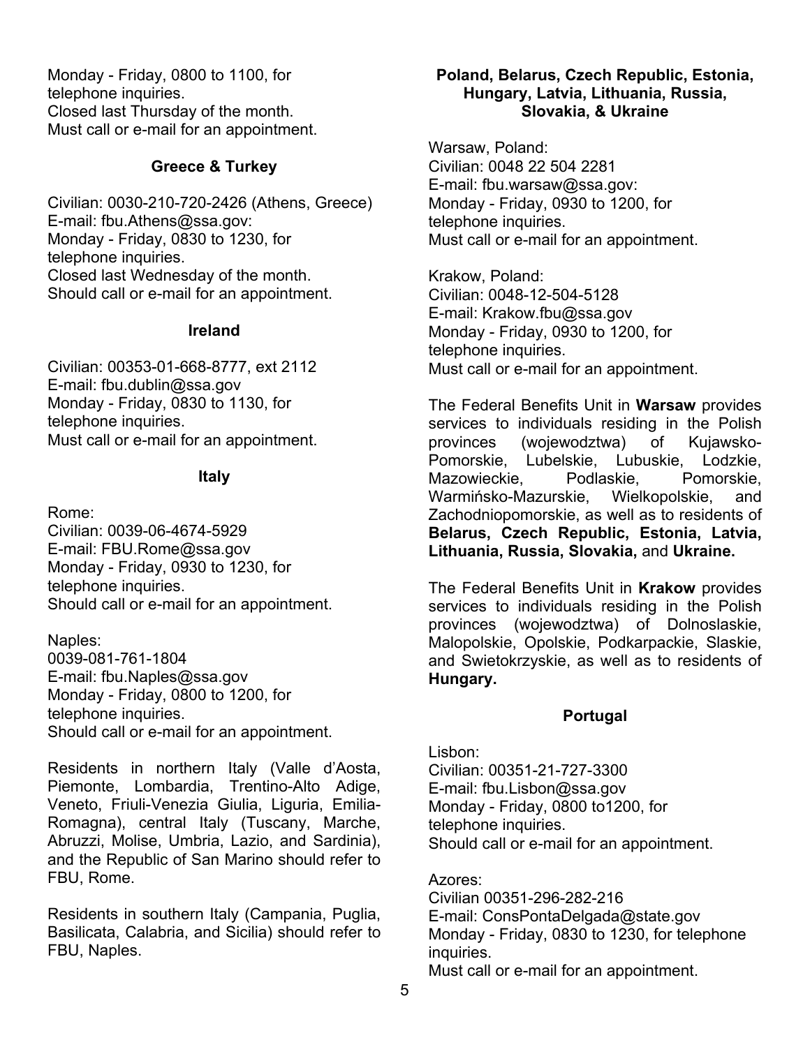Monday - Friday, 0800 to 1100, for telephone inquiries.
Closed last Thursday of the month.
Must call or e-mail for an appointment.

**Greece & Turkey**

Civilian: 0030-210-720-2426 (Athens, Greece)
E-mail: fbu.Athens@ssa.gov:
Monday - Friday, 0830 to 1230, for telephone inquiries.
Closed last Wednesday of the month.
Should call or e-mail for an appointment.

**Ireland**

Civilian: 00353-01-668-8777, ext 2112
E-mail: fbu.dublin@ssa.gov
Monday - Friday, 0830 to 1130, for telephone inquiries.
Must call or e-mail for an appointment.

**Italy**

Rome:
Civilian: 0039-06-4674-5929
E-mail: FBU.Rome@ssa.gov
Monday - Friday, 0930 to 1230, for telephone inquiries.
Should call or e-mail for an appointment.

Naples:
0039-081-761-1804
E-mail: fbu.Naples@ssa.gov
Monday - Friday, 0800 to 1200, for telephone inquiries.
Should call or e-mail for an appointment.

Residents in northern Italy (Valle d'Aosta, Piemonte, Lombardia, Trentino-Alto Adige, Veneto, Friuli-Venezia Giulia, Liguria, Emilia-Romagna), central Italy (Tuscany, Marche, Abruzzi, Molise, Umbria, Lazio, and Sardinia), and the Republic of San Marino should refer to FBU, Rome.

Residents in southern Italy (Campania, Puglia, Basilicata, Calabria, and Sicilia) should refer to FBU, Naples.

**Poland, Belarus, Czech Republic, Estonia, Hungary, Latvia, Lithuania, Russia, Slovakia, & Ukraine**

Warsaw, Poland:
Civilian: 0048 22 504 2281
E-mail: fbu.warsaw@ssa.gov:
Monday - Friday, 0930 to 1200, for telephone inquiries.
Must call or e-mail for an appointment.

Krakow, Poland:
Civilian: 0048-12-504-5128
E-mail: Krakow.fbu@ssa.gov
Monday - Friday, 0930 to 1200, for telephone inquiries.
Must call or e-mail for an appointment.

The Federal Benefits Unit in **Warsaw** provides services to individuals residing in the Polish provinces (wojewodztwa) of Kujawsko-Pomorskie, Lubelskie, Lubuskie, Lodzkie, Mazowieckie, Podlaskie, Pomorskie, Warmińsko-Mazurskie, Wielkopolskie, and Zachodniopomorskie, as well as to residents of **Belarus, Czech Republic, Estonia, Latvia, Lithuania, Russia, Slovakia,** and **Ukraine.**

The Federal Benefits Unit in **Krakow** provides services to individuals residing in the Polish provinces (wojewodztwa) of Dolnoslaskie, Malopolskie, Opolskie, Podkarpackie, Slaskie, and Swietokrzyskie, as well as to residents of **Hungary.**

**Portugal**

Lisbon:
Civilian: 00351-21-727-3300
E-mail: fbu.Lisbon@ssa.gov
Monday - Friday, 0800 to1200, for telephone inquiries.
Should call or e-mail for an appointment.

Azores:
Civilian 00351-296-282-216
E-mail: ConsPontaDelgada@state.gov
Monday - Friday, 0830 to 1230, for telephone inquiries.
Must call or e-mail for an appointment.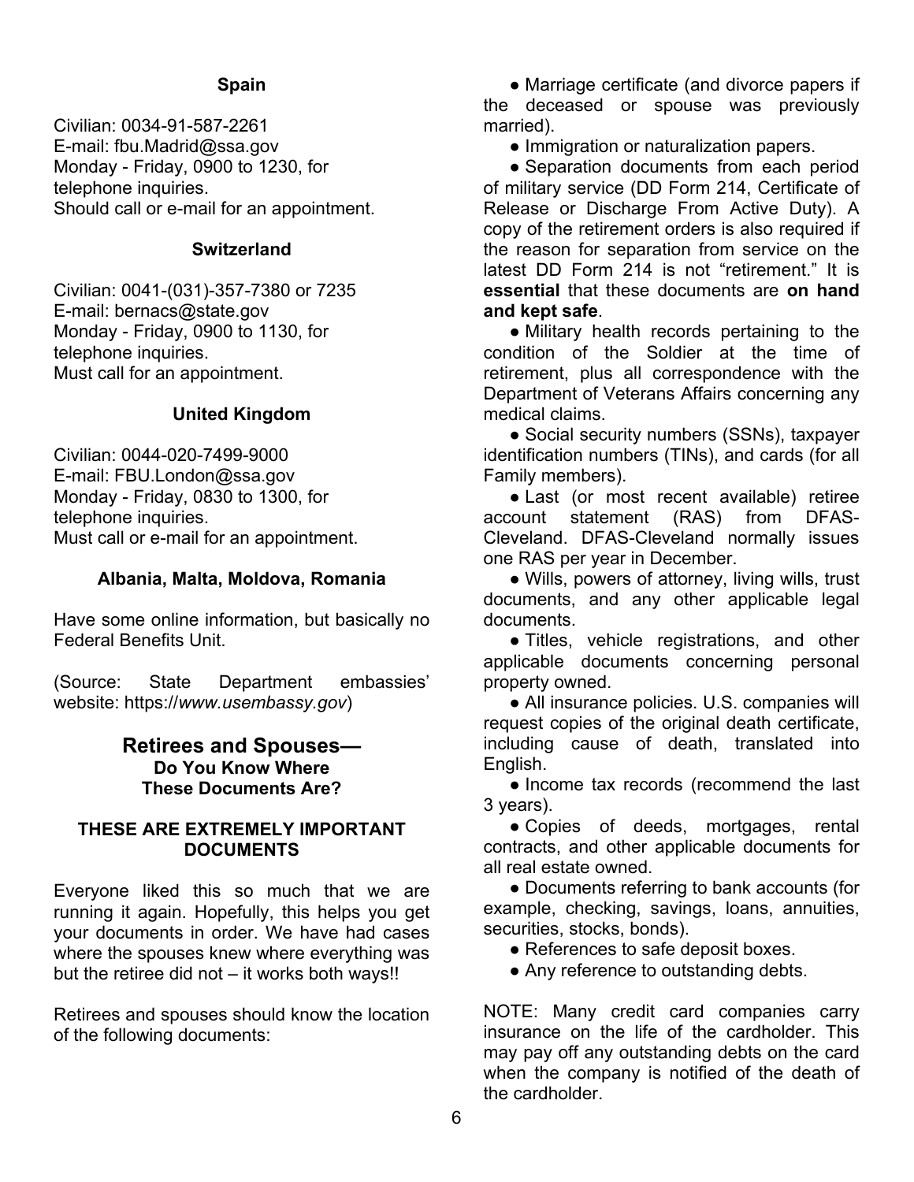### Spain

Civilian: 0034-91-587-2261
E-mail: fbu.Madrid@ssa.gov
Monday - Friday, 0900 to 1230, for telephone inquiries.
Should call or e-mail for an appointment.

### Switzerland

Civilian: 0041-(031)-357-7380 or 7235
E-mail: bernacs@state.gov
Monday - Friday, 0900 to 1130, for telephone inquiries.
Must call for an appointment.

### United Kingdom

Civilian: 0044-020-7499-9000
E-mail: FBU.London@ssa.gov
Monday - Friday, 0830 to 1300, for telephone inquiries.
Must call or e-mail for an appointment.

### Albania, Malta, Moldova, Romania

Have some online information, but basically no Federal Benefits Unit.

(Source: State Department embassies' website: https://*www.usembassy.gov*)

## Retirees and Spouses— Do You Know Where These Documents Are?

**THESE ARE EXTREMELY IMPORTANT DOCUMENTS**

Everyone liked this so much that we are running it again. Hopefully, this helps you get your documents in order. We have had cases where the spouses knew where everything was but the retiree did not – it works both ways!!

Retirees and spouses should know the location of the following documents:

- Marriage certificate (and divorce papers if the deceased or spouse was previously married).
- Immigration or naturalization papers.
- Separation documents from each period of military service (DD Form 214, Certificate of Release or Discharge From Active Duty). A copy of the retirement orders is also required if the reason for separation from service on the latest DD Form 214 is not "retirement." It is **essential** that these documents are **on hand and kept safe**.
- Military health records pertaining to the condition of the Soldier at the time of retirement, plus all correspondence with the Department of Veterans Affairs concerning any medical claims.
- Social security numbers (SSNs), taxpayer identification numbers (TINs), and cards (for all Family members).
- Last (or most recent available) retiree account statement (RAS) from DFAS-Cleveland. DFAS-Cleveland normally issues one RAS per year in December.
- Wills, powers of attorney, living wills, trust documents, and any other applicable legal documents.
- Titles, vehicle registrations, and other applicable documents concerning personal property owned.
- All insurance policies. U.S. companies will request copies of the original death certificate, including cause of death, translated into English.
- Income tax records (recommend the last 3 years).
- Copies of deeds, mortgages, rental contracts, and other applicable documents for all real estate owned.
- Documents referring to bank accounts (for example, checking, savings, loans, annuities, securities, stocks, bonds).
- References to safe deposit boxes.
- Any reference to outstanding debts.

NOTE: Many credit card companies carry insurance on the life of the cardholder. This may pay off any outstanding debts on the card when the company is notified of the death of the cardholder.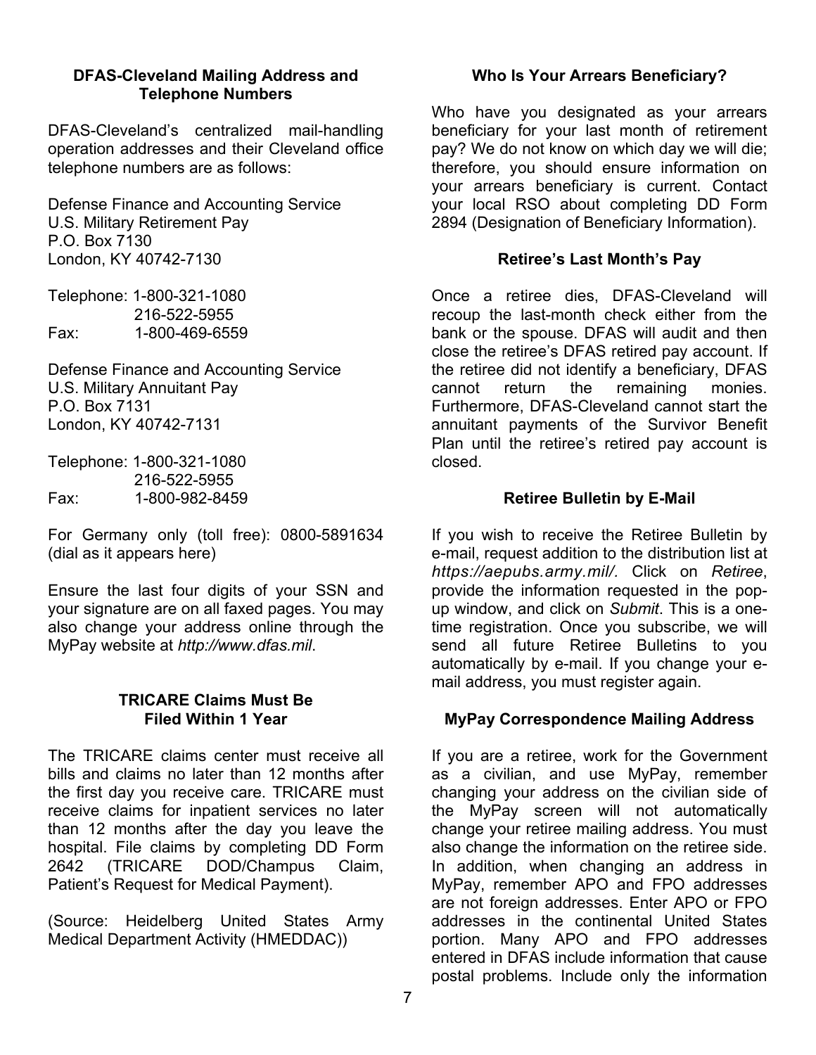### DFAS-Cleveland Mailing Address and Telephone Numbers

DFAS-Cleveland's centralized mail-handling operation addresses and their Cleveland office telephone numbers are as follows:

Defense Finance and Accounting Service
U.S. Military Retirement Pay
P.O. Box 7130
London, KY 40742-7130

Telephone: 1-800-321-1080
216-522-5955
Fax: 1-800-469-6559

Defense Finance and Accounting Service
U.S. Military Annuitant Pay
P.O. Box 7131
London, KY 40742-7131

Telephone: 1-800-321-1080
216-522-5955
Fax: 1-800-982-8459

For Germany only (toll free): 0800-5891634 (dial as it appears here)

Ensure the last four digits of your SSN and your signature are on all faxed pages. You may also change your address online through the MyPay website at *http://www.dfas.mil*.

### TRICARE Claims Must Be Filed Within 1 Year

The TRICARE claims center must receive all bills and claims no later than 12 months after the first day you receive care. TRICARE must receive claims for inpatient services no later than 12 months after the day you leave the hospital. File claims by completing DD Form 2642 (TRICARE DOD/Champus Claim, Patient's Request for Medical Payment).

(Source: Heidelberg United States Army Medical Department Activity (HMEDDAC))

### Who Is Your Arrears Beneficiary?

Who have you designated as your arrears beneficiary for your last month of retirement pay? We do not know on which day we will die; therefore, you should ensure information on your arrears beneficiary is current. Contact your local RSO about completing DD Form 2894 (Designation of Beneficiary Information).

### Retiree's Last Month's Pay

Once a retiree dies, DFAS-Cleveland will recoup the last-month check either from the bank or the spouse. DFAS will audit and then close the retiree's DFAS retired pay account. If the retiree did not identify a beneficiary, DFAS cannot return the remaining monies. Furthermore, DFAS-Cleveland cannot start the annuitant payments of the Survivor Benefit Plan until the retiree's retired pay account is closed.

### Retiree Bulletin by E-Mail

If you wish to receive the Retiree Bulletin by e-mail, request addition to the distribution list at *https://aepubs.army.mil/.* Click on *Retiree*, provide the information requested in the pop-up window, and click on *Submit*. This is a one-time registration. Once you subscribe, we will send all future Retiree Bulletins to you automatically by e-mail. If you change your e-mail address, you must register again.

### MyPay Correspondence Mailing Address

If you are a retiree, work for the Government as a civilian, and use MyPay, remember changing your address on the civilian side of the MyPay screen will not automatically change your retiree mailing address. You must also change the information on the retiree side. In addition, when changing an address in MyPay, remember APO and FPO addresses are not foreign addresses. Enter APO or FPO addresses in the continental United States portion. Many APO and FPO addresses entered in DFAS include information that cause postal problems. Include only the information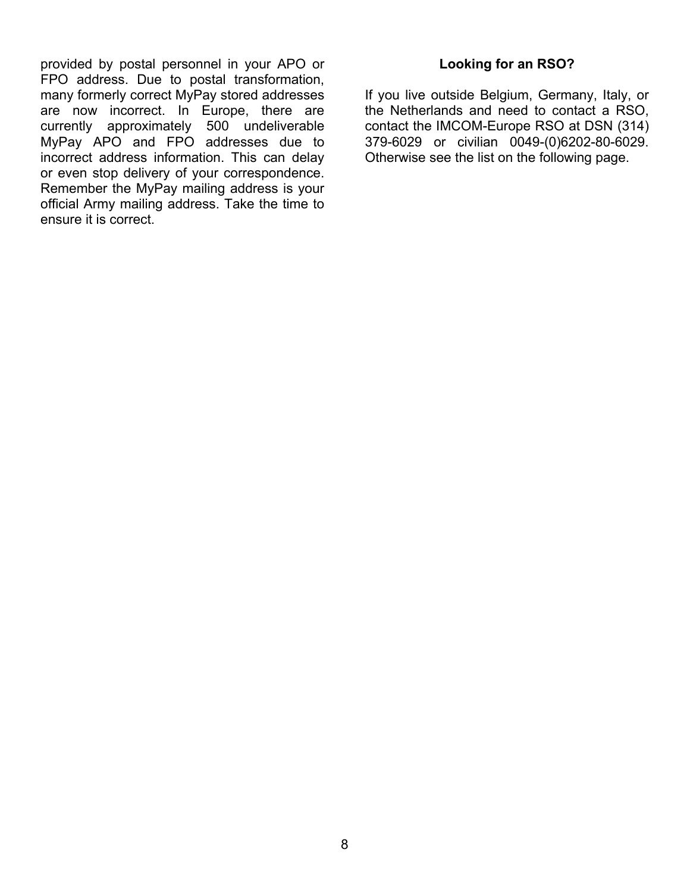provided by postal personnel in your APO or FPO address. Due to postal transformation, many formerly correct MyPay stored addresses are now incorrect. In Europe, there are currently approximately 500 undeliverable MyPay APO and FPO addresses due to incorrect address information. This can delay or even stop delivery of your correspondence. Remember the MyPay mailing address is your official Army mailing address. Take the time to ensure it is correct.

## Looking for an RSO?

If you live outside Belgium, Germany, Italy, or the Netherlands and need to contact a RSO, contact the IMCOM-Europe RSO at DSN (314) 379-6029 or civilian 0049-(0)6202-80-6029. Otherwise see the list on the following page.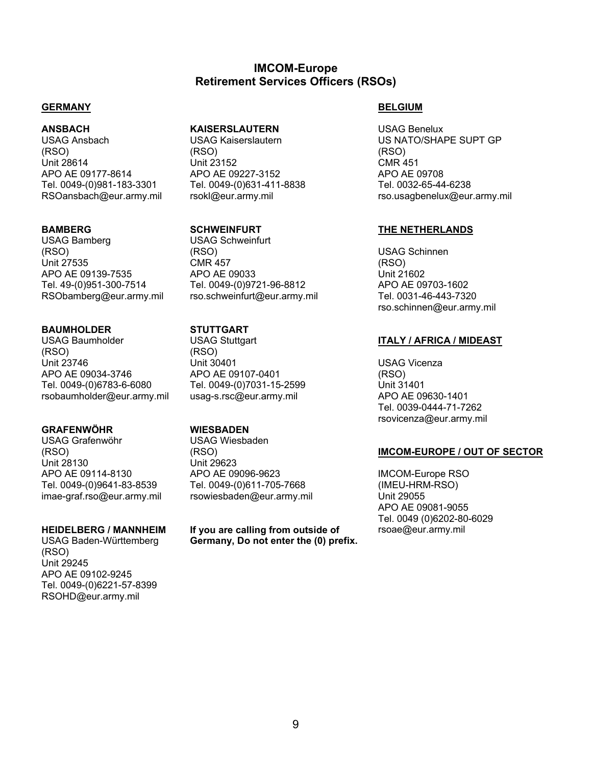# IMCOM-Europe
## Retirement Services Officers (RSOs)

### GERMANY

**ANSBACH**
USAG Ansbach
(RSO)
Unit 28614
APO AE 09177-8614
Tel. 0049-(0)981-183-3301
RSOansbach@eur.army.mil

**BAMBERG**
USAG Bamberg
(RSO)
Unit 27535
APO AE 09139-7535
Tel. 49-(0)951-300-7514
RSObamberg@eur.army.mil

**BAUMHOLDER**
USAG Baumholder
(RSO)
Unit 23746
APO AE 09034-3746
Tel. 0049-(0)6783-6-6080
rsobaumholder@eur.army.mil

**GRAFENWÖHR**
USAG Grafenwöhr
(RSO)
Unit 28130
APO AE 09114-8130
Tel. 0049-(0)9641-83-8539
imae-graf.rso@eur.army.mil

**HEIDELBERG / MANNHEIM**
USAG Baden-Württemberg
(RSO)
Unit 29245
APO AE 09102-9245
Tel. 0049-(0)6221-57-8399
RSOHD@eur.army.mil

**KAISERSLAUTERN**
USAG Kaiserslautern
(RSO)
Unit 23152
APO AE 09227-3152
Tel. 0049-(0)631-411-8838
rsokl@eur.army.mil

**SCHWEINFURT**
USAG Schweinfurt
(RSO)
CMR 457
APO AE 09033
Tel. 0049-(0)9721-96-8812
rso.schweinfurt@eur.army.mil

**STUTTGART**
USAG Stuttgart
(RSO)
Unit 30401
APO AE 09107-0401
Tel. 0049-(0)7031-15-2599
usag-s.rsc@eur.army.mil

**WIESBADEN**
USAG Wiesbaden
(RSO)
Unit 29623
APO AE 09096-9623
Tel. 0049-(0)611-705-7668
rsowiesbaden@eur.army.mil

**If you are calling from outside of Germany, Do not enter the (0) prefix.**

### BELGIUM

USAG Benelux
US NATO/SHAPE SUPT GP
(RSO)
CMR 451
APO AE 09708
Tel. 0032-65-44-6238
rso.usagbenelux@eur.army.mil

### THE NETHERLANDS

USAG Schinnen
(RSO)
Unit 21602
APO AE 09703-1602
Tel. 0031-46-443-7320
rso.schinnen@eur.army.mil

### ITALY / AFRICA / MIDEAST

USAG Vicenza
(RSO)
Unit 31401
APO AE 09630-1401
Tel. 0039-0444-71-7262
rsovicenza@eur.army.mil

### IMCOM-EUROPE / OUT OF SECTOR

IMCOM-Europe RSO
(IMEU-HRM-RSO)
Unit 29055
APO AE 09081-9055
Tel. 0049 (0)6202-80-6029
rsoae@eur.army.mil